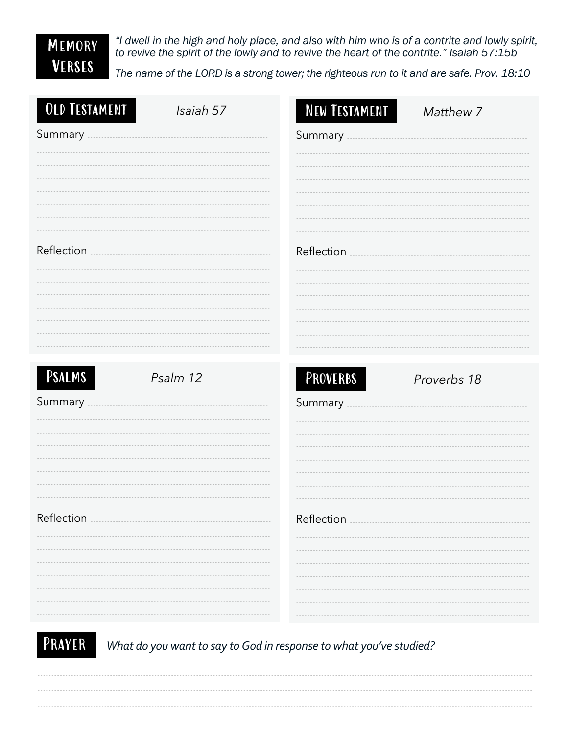## Memory Verses

*"I dwell in the high and holy place, and also with him who is of a contrite and lowly spirit, to revive the spirit of the lowly and to revive the heart of the contrite." Isaiah 57:15b*

*The name of the LORD is a strong tower; the righteous run to it and are safe. Prov. 18:10*

## Old Testament

*Isaiah 57*

Summary

Reflection

## New Testament

*Matthew 7*

Summary

Reflection

## Psalms

*Psalm 12*

Summary

Reflection

## Proverbs

*Proverbs 18*

Summary

Reflection

## Prayer

*What do you want to say to God in response to what you've studied?*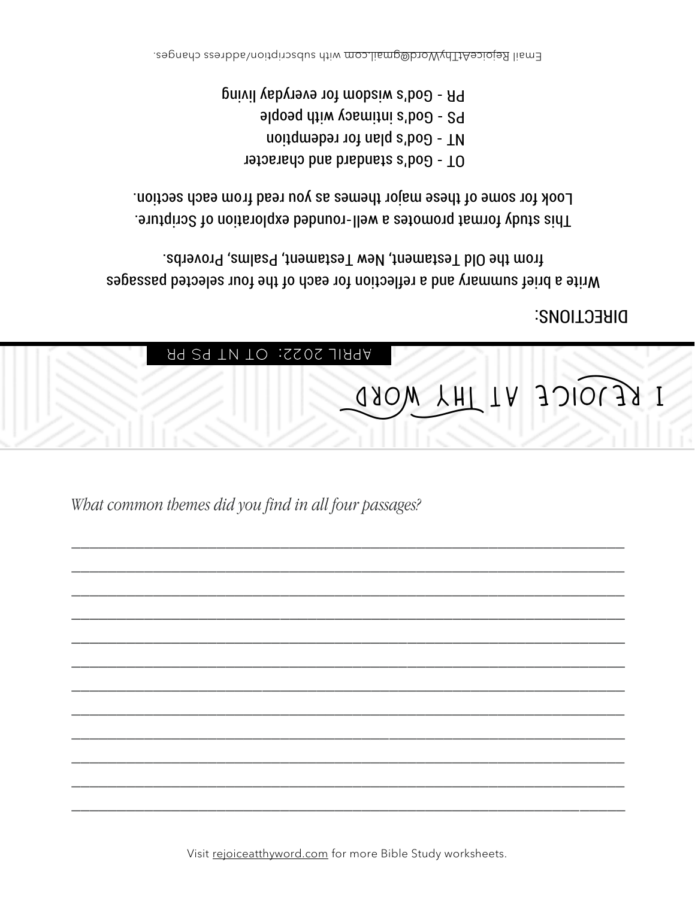Email RejoiceAtThyWord@gmail.com with subscription/address changes.

# I REJOICE AT THY WORD

APRIL 2022: OT NT PS PR

## DIRECTIONS:

Write a brief summary and a reflection for each of the four selected passages from the Old Testament, New Testament, Psalms, Proverbs.

This study format promotes a well-rounded exploration of Scripture. Look for some of these major themes as you read from each section.

OT - God's standard and character
NT - God's plan for redemption
PS - God's intimacy with people
PR - God's wisdom for everyday living

*What common themes did you find in all four passages?*

\_\_\_\_\_\_\_\_\_\_\_\_\_\_\_\_\_\_\_\_\_\_\_\_\_\_\_\_\_\_\_\_\_\_\_\_\_\_\_\_\_\_\_\_\_\_\_\_\_\_\_\_\_\_\_\_\_\_\_\_\_\_\_\_\_\_\_\_\_\_

\_\_\_\_\_\_\_\_\_\_\_\_\_\_\_\_\_\_\_\_\_\_\_\_\_\_\_\_\_\_\_\_\_\_\_\_\_\_\_\_\_\_\_\_\_\_\_\_\_\_\_\_\_\_\_\_\_\_\_\_\_\_\_\_\_\_\_\_\_\_

\_\_\_\_\_\_\_\_\_\_\_\_\_\_\_\_\_\_\_\_\_\_\_\_\_\_\_\_\_\_\_\_\_\_\_\_\_\_\_\_\_\_\_\_\_\_\_\_\_\_\_\_\_\_\_\_\_\_\_\_\_\_\_\_\_\_\_\_\_\_

\_\_\_\_\_\_\_\_\_\_\_\_\_\_\_\_\_\_\_\_\_\_\_\_\_\_\_\_\_\_\_\_\_\_\_\_\_\_\_\_\_\_\_\_\_\_\_\_\_\_\_\_\_\_\_\_\_\_\_\_\_\_\_\_\_\_\_\_\_\_

\_\_\_\_\_\_\_\_\_\_\_\_\_\_\_\_\_\_\_\_\_\_\_\_\_\_\_\_\_\_\_\_\_\_\_\_\_\_\_\_\_\_\_\_\_\_\_\_\_\_\_\_\_\_\_\_\_\_\_\_\_\_\_\_\_\_\_\_\_\_

\_\_\_\_\_\_\_\_\_\_\_\_\_\_\_\_\_\_\_\_\_\_\_\_\_\_\_\_\_\_\_\_\_\_\_\_\_\_\_\_\_\_\_\_\_\_\_\_\_\_\_\_\_\_\_\_\_\_\_\_\_\_\_\_\_\_\_\_\_\_

\_\_\_\_\_\_\_\_\_\_\_\_\_\_\_\_\_\_\_\_\_\_\_\_\_\_\_\_\_\_\_\_\_\_\_\_\_\_\_\_\_\_\_\_\_\_\_\_\_\_\_\_\_\_\_\_\_\_\_\_\_\_\_\_\_\_\_\_\_\_

\_\_\_\_\_\_\_\_\_\_\_\_\_\_\_\_\_\_\_\_\_\_\_\_\_\_\_\_\_\_\_\_\_\_\_\_\_\_\_\_\_\_\_\_\_\_\_\_\_\_\_\_\_\_\_\_\_\_\_\_\_\_\_\_\_\_\_\_\_\_

\_\_\_\_\_\_\_\_\_\_\_\_\_\_\_\_\_\_\_\_\_\_\_\_\_\_\_\_\_\_\_\_\_\_\_\_\_\_\_\_\_\_\_\_\_\_\_\_\_\_\_\_\_\_\_\_\_\_\_\_\_\_\_\_\_\_\_\_\_\_

\_\_\_\_\_\_\_\_\_\_\_\_\_\_\_\_\_\_\_\_\_\_\_\_\_\_\_\_\_\_\_\_\_\_\_\_\_\_\_\_\_\_\_\_\_\_\_\_\_\_\_\_\_\_\_\_\_\_\_\_\_\_\_\_\_\_\_\_\_\_

\_\_\_\_\_\_\_\_\_\_\_\_\_\_\_\_\_\_\_\_\_\_\_\_\_\_\_\_\_\_\_\_\_\_\_\_\_\_\_\_\_\_\_\_\_\_\_\_\_\_\_\_\_\_\_\_\_\_\_\_\_\_\_\_\_\_\_\_\_\_

\_\_\_\_\_\_\_\_\_\_\_\_\_\_\_\_\_\_\_\_\_\_\_\_\_\_\_\_\_\_\_\_\_\_\_\_\_\_\_\_\_\_\_\_\_\_\_\_\_\_\_\_\_\_\_\_\_\_\_\_\_\_\_\_\_\_\_\_\_\_

Visit rejoiceatthyword.com for more Bible Study worksheets.